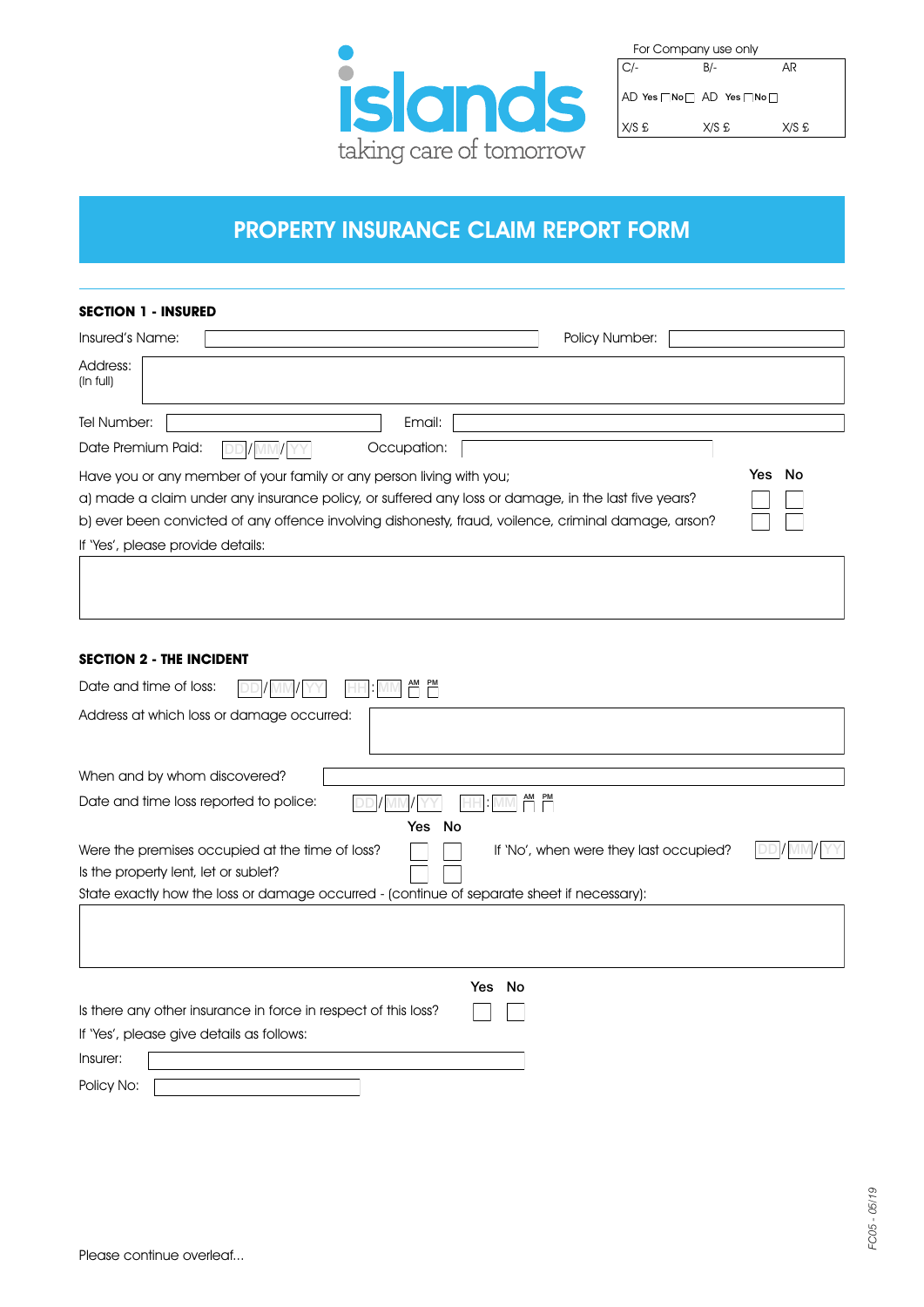islands
taking care of tomorrow

For Company use only

| C/- | B/- | AR |
|---|---|---|
| AD Yes ☐ No ☐ | AD Yes ☐ No ☐ | |
| X/S £ | X/S £ | X/S £ |

# PROPERTY INSURANCE CLAIM REPORT FORM

## SECTION 1 - INSURED

Insured's Name: ____________________ Policy Number: ____________________

Address: (In full) ____________________

Tel Number: ____________________ Email: ____________________

Date Premium Paid: DD/MM/YY Occupation: ____________________

Have you or any member of your family or any person living with you;

| | Yes | No |
|---|---|---|
| a) made a claim under any insurance policy, or suffered any loss or damage, in the last five years? | ☐ | ☐ |
| b) ever been convicted of any offence involving dishonesty, fraud, voilence, criminal damage, arson? | ☐ | ☐ |

If 'Yes', please provide details:

____________________

## SECTION 2 - THE INCIDENT

Date and time of loss: DD/MM/YY HH:MM AM ☐ PM ☐

Address at which loss or damage occurred: ____________________

When and by whom discovered? ____________________

Date and time loss reported to police: DD/MM/YY HH:MM AM ☐ PM ☐

| | Yes | No |
|---|---|---|
| Were the premises occupied at the time of loss? | ☐ | ☐ |
| Is the property lent, let or sublet? | ☐ | ☐ |

If 'No', when were they last occupied? DD/MM/YY

State exactly how the loss or damage occurred - (continue of separate sheet if necessary):

____________________

| | Yes | No |
|---|---|---|
| Is there any other insurance in force in respect of this loss? | ☐ | ☐ |

If 'Yes', please give details as follows:

Insurer: ____________________

Policy No: ____________________

Please continue overleaf...

FC05 - 05/19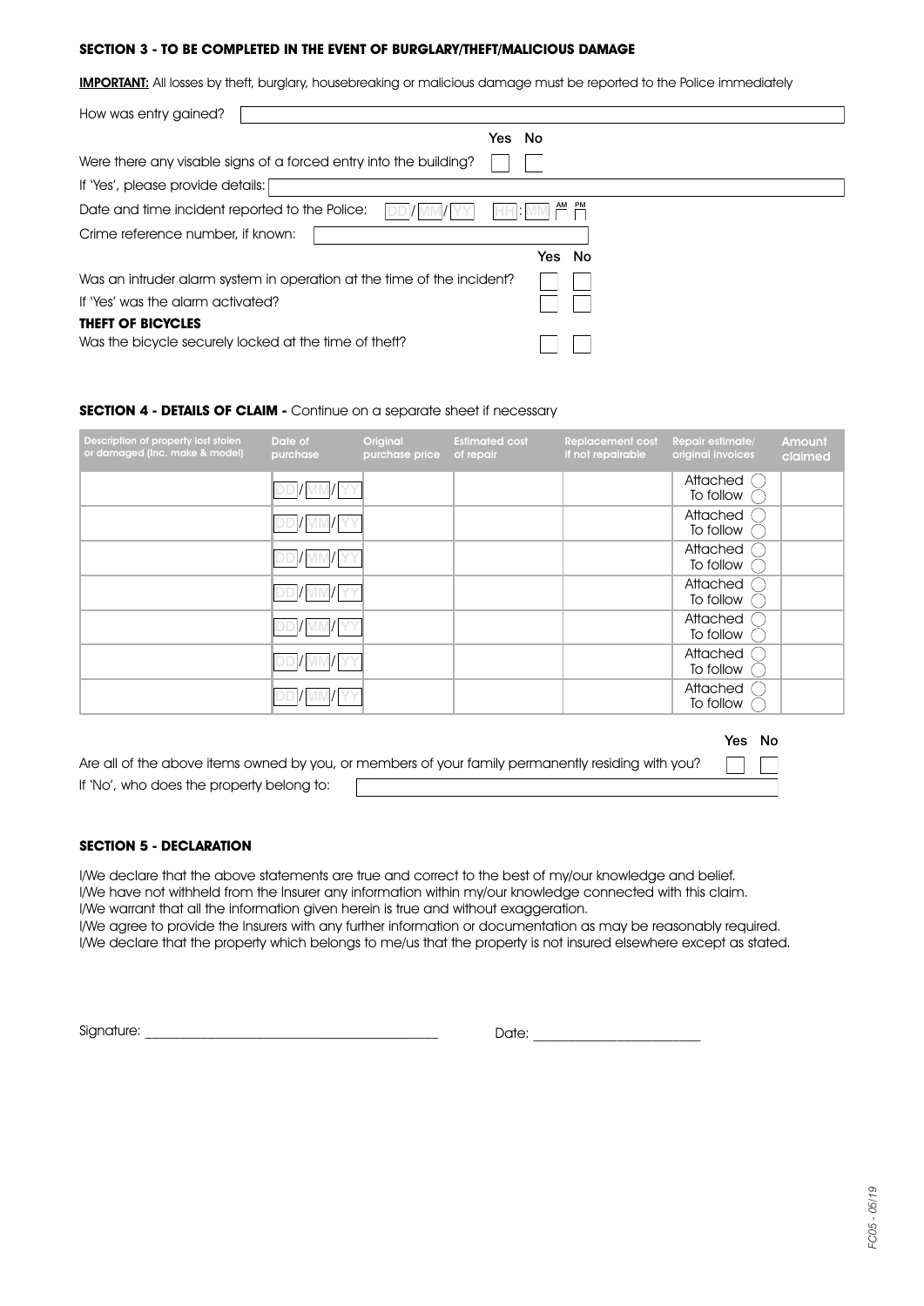### SECTION 3 - TO BE COMPLETED IN THE EVENT OF BURGLARY/THEFT/MALICIOUS DAMAGE

**IMPORTANT:** All losses by theft, burglary, housebreaking or malicious damage must be reported to the Police immediately

How was entry gained?

Were there any visable signs of a forced entry into the building? Yes ☐ No ☐

If 'Yes', please provide details:

Date and time incident reported to the Police: DD/MM/YY HH:MM AM ☐ PM ☐

Crime reference number, if known:

Was an intruder alarm system in operation at the time of the incident? Yes ☐ No ☐

If 'Yes' was the alarm activated? Yes ☐ No ☐

**THEFT OF BICYCLES**

Was the bicycle securely locked at the time of theft? Yes ☐ No ☐

### SECTION 4 - DETAILS OF CLAIM - Continue on a separate sheet if necessary

| Description of property lost stolen or damaged (inc. make & model) | Date of purchase | Original purchase price | Estimated cost of repair | Replacement cost if not repairable | Repair estimate/ original invoices | Amount claimed |
|---|---|---|---|---|---|---|
| | DD/MM/YY | | | | Attached ◯ To follow ◯ | |
| | DD/MM/YY | | | | Attached ◯ To follow ◯ | |
| | DD/MM/YY | | | | Attached ◯ To follow ◯ | |
| | DD/MM/YY | | | | Attached ◯ To follow ◯ | |
| | DD/MM/YY | | | | Attached ◯ To follow ◯ | |
| | DD/MM/YY | | | | Attached ◯ To follow ◯ | |
| | DD/MM/YY | | | | Attached ◯ To follow ◯ | |

Are all of the above items owned by you, or members of your family permanently residing with you? Yes ☐ No ☐

If 'No', who does the property belong to:

### SECTION 5 - DECLARATION

I/We declare that the above statements are true and correct to the best of my/our knowledge and belief.
I/We have not withheld from the Insurer any information within my/our knowledge connected with this claim.
I/We warrant that all the information given herein is true and without exaggeration.
I/We agree to provide the Insurers with any further information or documentation as may be reasonably required.
I/We declare that the property which belongs to me/us that the property is not insured elsewhere except as stated.

Signature: ______________________________ Date: ____________________

FC05 - 05/19